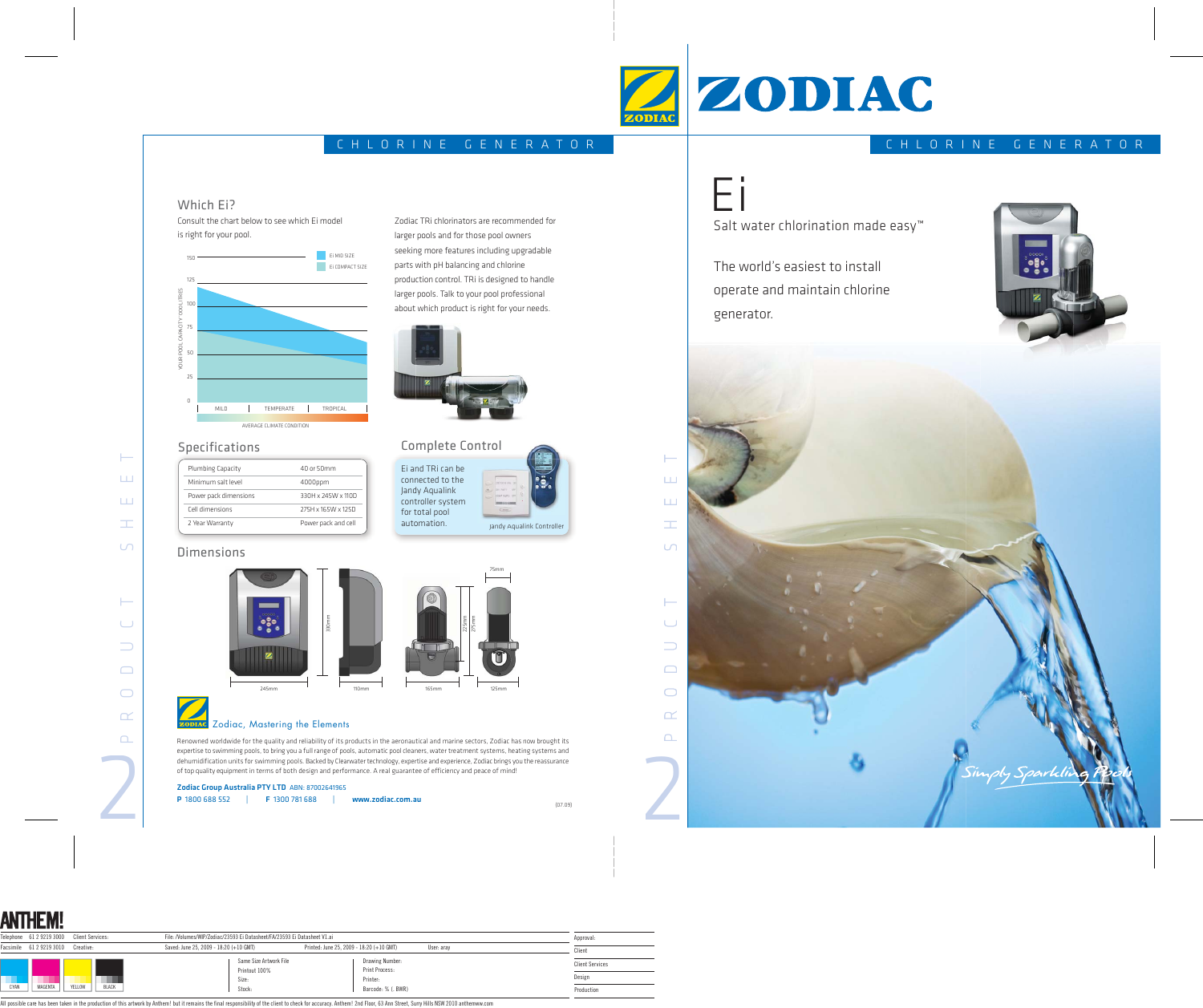# ZODIAC

CHLORINE GENERATOR

# Ei

Salt water chlorination made easy™

The world's easiest to install operate and maintain chlorine generator.

Simply Sparkling Pools

## Which Ei?

Consult the chart below to see which Ei model is right for your pool.

Zodiac TRi chlorinators are recommended for larger pools and for those pool owners seeking more features including upgradable parts with pH balancing and chlorine production control. TRi is designed to handle larger pools. Talk to your pool professional about which product is right for your needs.

## Specifications

| | |
|---|---|
| Plumbing Capacity | 40 or 50mm |
| Minimum salt level | 4000ppm |
| Power pack dimensions | 330H x 245W x 110D |
| Cell dimensions | 275H x 165W x 125D |
| 2 Year Warranty | Power pack and cell |

## Complete Control

Ei and TRi can be connected to the Jandy Aqualink controller system for total pool automation.

Jandy Aqualink Controller

## Dimensions

## Zodiac, Mastering the Elements

Renowned worldwide for the quality and reliability of its products in the aeronautical and marine sectors, Zodiac has now brought its expertise to swimming pools, to bring you a full range of pools, automatic pool cleaners, water treatment systems, heating systems and dehumidification units for swimming pools. Backed by Clearwater technology, expertise and experience, Zodiac brings you the reassurance of top quality equipment in terms of both design and performance. A real guarantee of efficiency and peace of mind!

**Zodiac Group Australia PTY LTD** ABN: 87002641965

**P** 1800 688 552 | **F** 1300 781 688 | **www.zodiac.com.au**

(07.09)

PRODUCT SHEET 2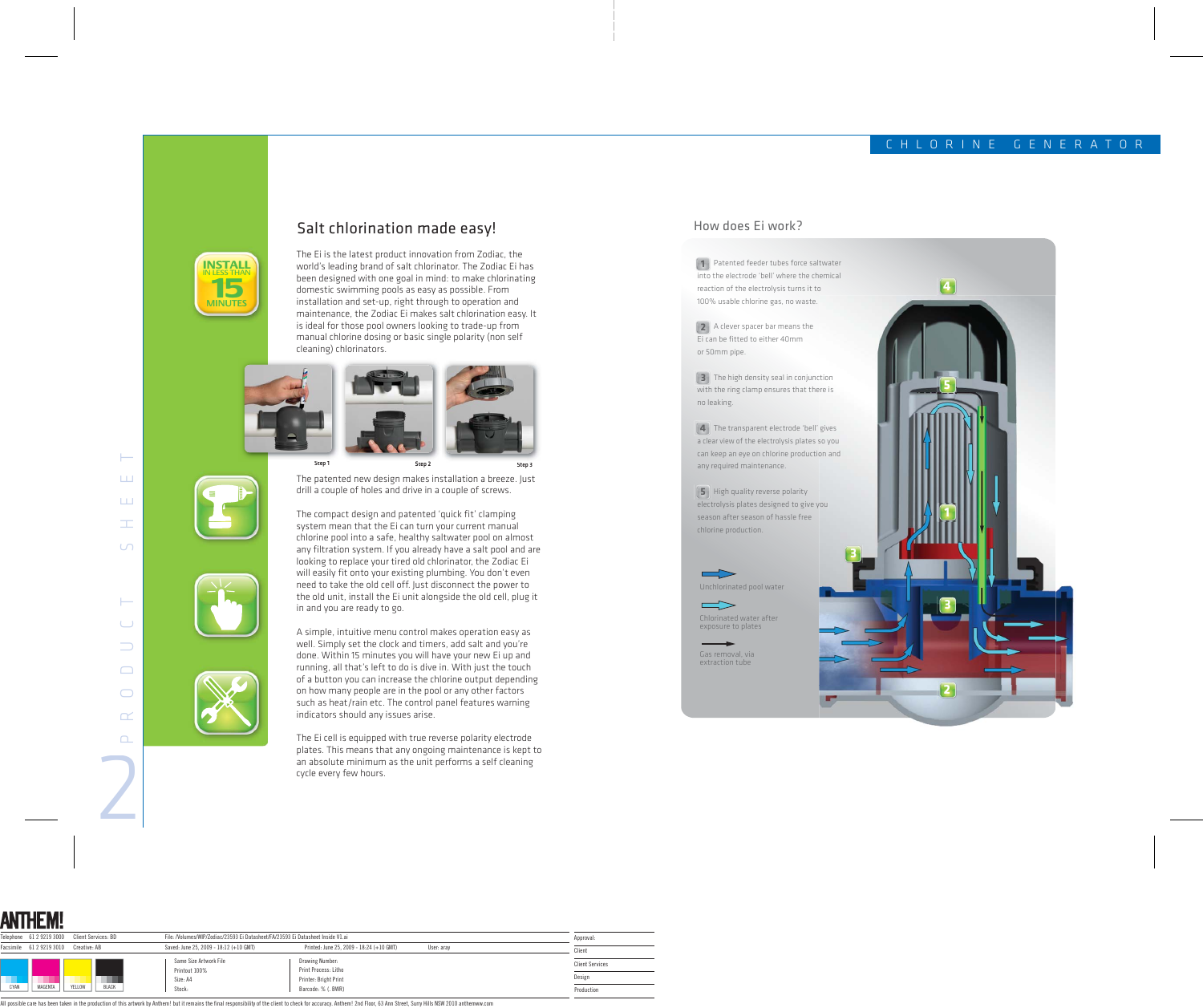CHLORINE GENERATOR

PRODUCT SHEET

## Salt chlorination made easy!

INSTALL IN LESS THAN 15 MINUTES

The Ei is the latest product innovation from Zodiac, the world's leading brand of salt chlorinator. The Zodiac Ei has been designed with one goal in mind: to make chlorinating domestic swimming pools as easy as possible. From installation and set-up, right through to operation and maintenance, the Zodiac Ei makes salt chlorination easy. It is ideal for those pool owners looking to trade-up from manual chlorine dosing or basic single polarity (non self cleaning) chlorinators.

Step 1

Step 2

Step 3

The patented new design makes installation a breeze. Just drill a couple of holes and drive in a couple of screws.

The compact design and patented 'quick fit' clamping system mean that the Ei can turn your current manual chlorine pool into a safe, healthy saltwater pool on almost any filtration system. If you already have a salt pool and are looking to replace your tired old chlorinator, the Zodiac Ei will easily fit onto your existing plumbing. You don't even need to take the old cell off. Just disconnect the power to the old unit, install the Ei unit alongside the old cell, plug it in and you are ready to go.

A simple, intuitive menu control makes operation easy as well. Simply set the clock and timers, add salt and you're done. Within 15 minutes you will have your new Ei up and running, all that's left to do is dive in. With just the touch of a button you can increase the chlorine output depending on how many people are in the pool or any other factors such as heat/rain etc. The control panel features warning indicators should any issues arise.

The Ei cell is equipped with true reverse polarity electrode plates. This means that any ongoing maintenance is kept to an absolute minimum as the unit performs a self cleaning cycle every few hours.

## How does Ei work?

1. Patented feeder tubes force saltwater into the electrode 'bell' where the chemical reaction of the electrolysis turns it to 100% usable chlorine gas, no waste.
2. A clever spacer bar means the Ei can be fitted to either 40mm or 50mm pipe.
3. The high density seal in conjunction with the ring clamp ensures that there is no leaking.
4. The transparent electrode 'bell' gives a clear view of the electrolysis plates so you can keep an eye on chlorine production and any required maintenance.
5. High quality reverse polarity electrolysis plates designed to give you season after season of hassle free chlorine production.

Unchlorinated pool water

Chlorinated water after exposure to plates

Gas removal, via extraction tube